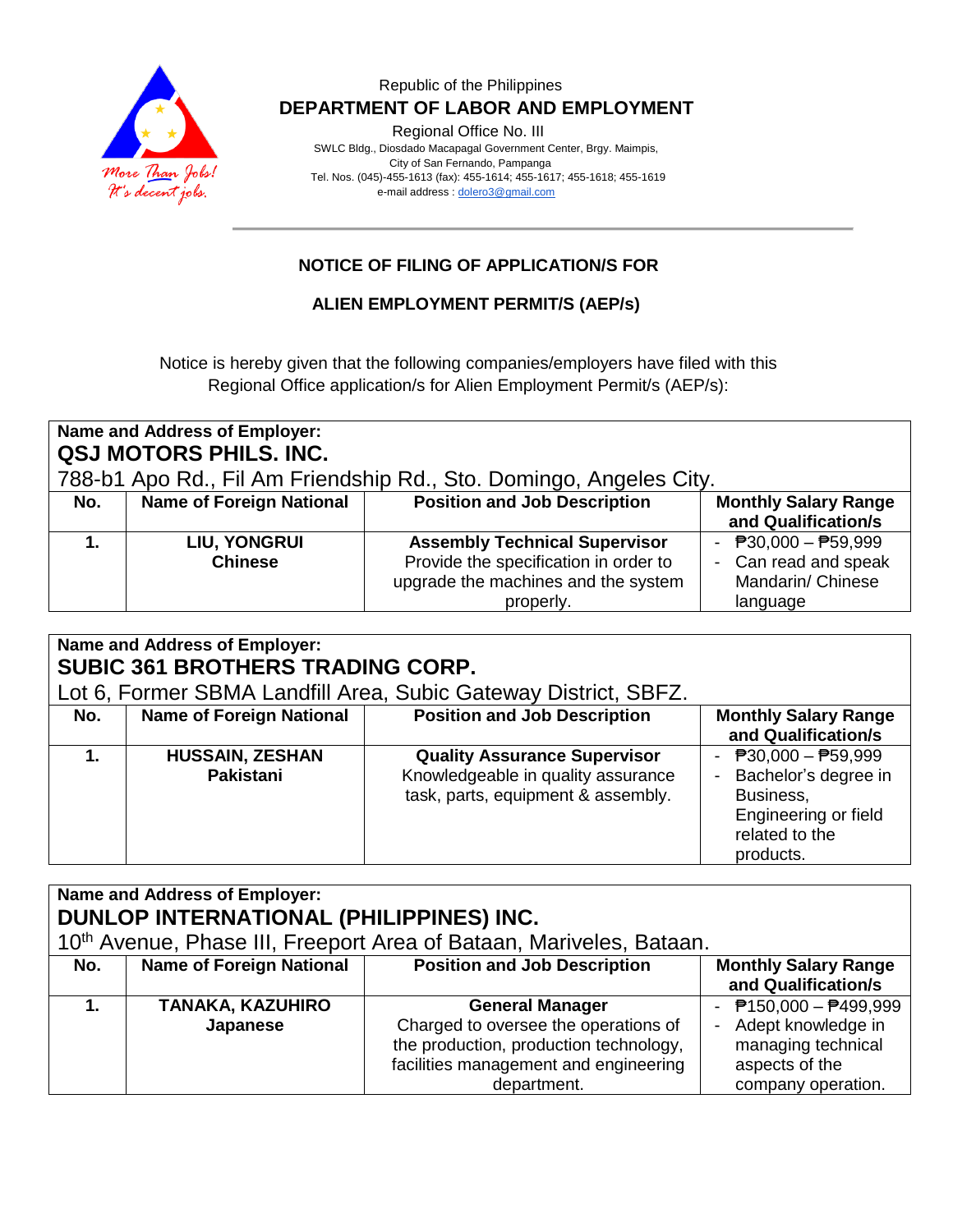Republic of the Philippines

**DEPARTMENT OF LABOR AND EMPLOYMENT**

Regional Office No. III

SWLC Bldg., Diosdado Macapagal Government Center, Brgy. Maimpis, City of San Fernando, Pampanga

Tel. Nos. (045)-455-1613 (fax): 455-1614; 455-1617; 455-1618; 455-1619

e-mail address : dolero3@gmail.com

More Than Jobs! It's decent jobs.

## NOTICE OF FILING OF APPLICATION/S FOR ALIEN EMPLOYMENT PERMIT/S (AEP/s)

Notice is hereby given that the following companies/employers have filed with this Regional Office application/s for Alien Employment Permit/s (AEP/s):

**Name and Address of Employer:**
**QSJ MOTORS PHILS. INC.**
788-b1 Apo Rd., Fil Am Friendship Rd., Sto. Domingo, Angeles City.

| No. | Name of Foreign National | Position and Job Description | Monthly Salary Range and Qualification/s |
|---|---|---|---|
| **1.** | **LIU, YONGRUI**<br>**Chinese** | **Assembly Technical Supervisor**<br>Provide the specification in order to upgrade the machines and the system properly. | - ₱30,000 – ₱59,999<br>- Can read and speak Mandarin/ Chinese language |

**Name and Address of Employer:**
**SUBIC 361 BROTHERS TRADING CORP.**
Lot 6, Former SBMA Landfill Area, Subic Gateway District, SBFZ.

| No. | Name of Foreign National | Position and Job Description | Monthly Salary Range and Qualification/s |
|---|---|---|---|
| **1.** | **HUSSAIN, ZESHAN**<br>**Pakistani** | **Quality Assurance Supervisor**<br>Knowledgeable in quality assurance task, parts, equipment & assembly. | - ₱30,000 – ₱59,999<br>- Bachelor's degree in Business, Engineering or field related to the products. |

**Name and Address of Employer:**
**DUNLOP INTERNATIONAL (PHILIPPINES) INC.**
10th Avenue, Phase III, Freeport Area of Bataan, Mariveles, Bataan.

| No. | Name of Foreign National | Position and Job Description | Monthly Salary Range and Qualification/s |
|---|---|---|---|
| **1.** | **TANAKA, KAZUHIRO**<br>**Japanese** | **General Manager**<br>Charged to oversee the operations of the production, production technology, facilities management and engineering department. | - ₱150,000 – ₱499,999<br>- Adept knowledge in managing technical aspects of the company operation. |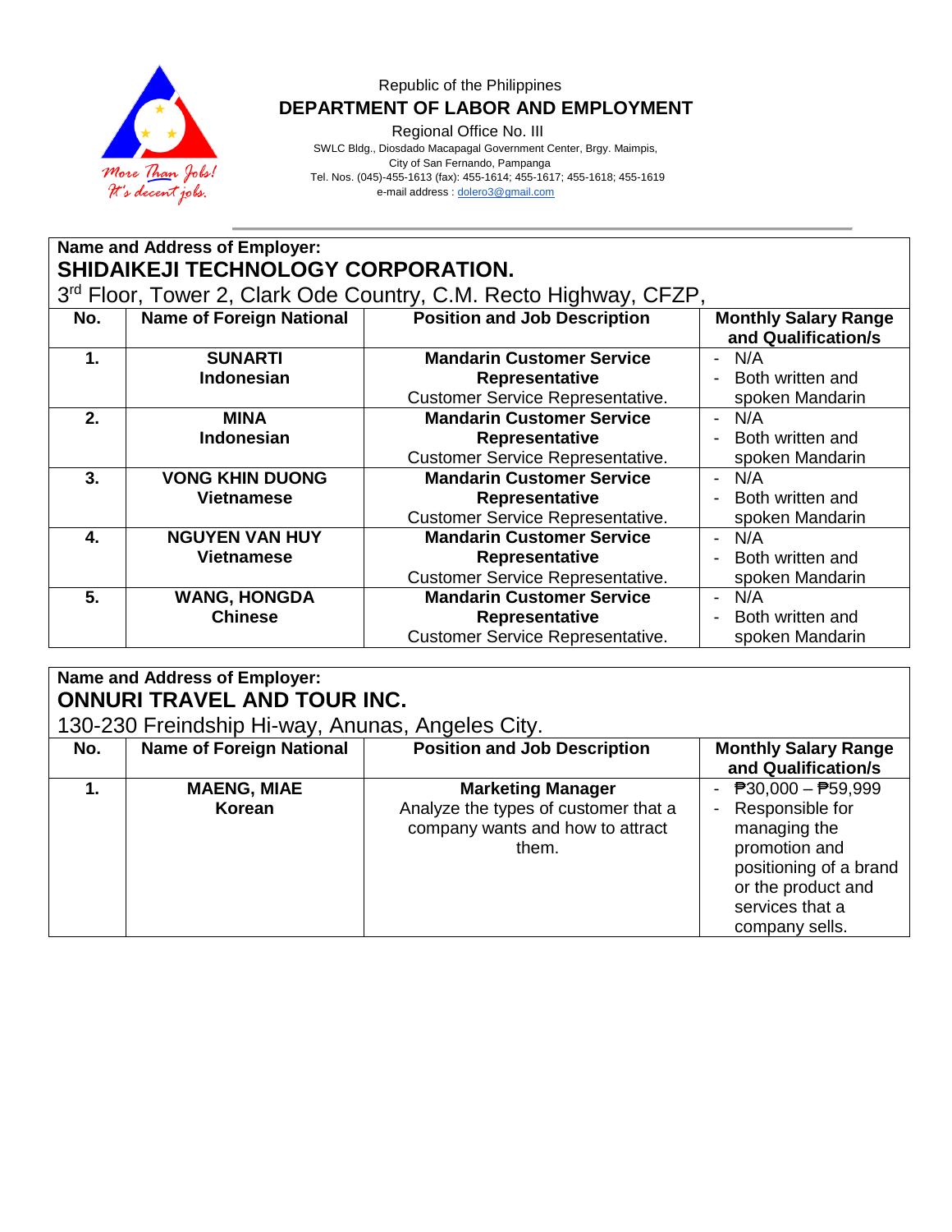Republic of the Philippines

**DEPARTMENT OF LABOR AND EMPLOYMENT**

Regional Office No. III

SWLC Bldg., Diosdado Macapagal Government Center, Brgy. Maimpis, City of San Fernando, Pampanga

Tel. Nos. (045)-455-1613 (fax): 455-1614; 455-1617; 455-1618; 455-1619

e-mail address : dolero3@gmail.com

**Name and Address of Employer:**

**SHIDAIKEJI TECHNOLOGY CORPORATION.**

3rd Floor, Tower 2, Clark Ode Country, C.M. Recto Highway, CFZP,

| No. | Name of Foreign National | Position and Job Description | Monthly Salary Range and Qualification/s |
|---|---|---|---|
| **1.** | **SUNARTI**<br>**Indonesian** | **Mandarin Customer Service Representative**<br>Customer Service Representative. | - N/A<br>- Both written and spoken Mandarin |
| **2.** | **MINA**<br>**Indonesian** | **Mandarin Customer Service Representative**<br>Customer Service Representative. | - N/A<br>- Both written and spoken Mandarin |
| **3.** | **VONG KHIN DUONG**<br>**Vietnamese** | **Mandarin Customer Service Representative**<br>Customer Service Representative. | - N/A<br>- Both written and spoken Mandarin |
| **4.** | **NGUYEN VAN HUY**<br>**Vietnamese** | **Mandarin Customer Service Representative**<br>Customer Service Representative. | - N/A<br>- Both written and spoken Mandarin |
| **5.** | **WANG, HONGDA**<br>**Chinese** | **Mandarin Customer Service Representative**<br>Customer Service Representative. | - N/A<br>- Both written and spoken Mandarin |

**Name and Address of Employer:**

**ONNURI TRAVEL AND TOUR INC.**

130-230 Freindship Hi-way, Anunas, Angeles City.

| No. | Name of Foreign National | Position and Job Description | Monthly Salary Range and Qualification/s |
|---|---|---|---|
| **1.** | **MAENG, MIAE**<br>**Korean** | **Marketing Manager**<br>Analyze the types of customer that a company wants and how to attract them. | - ₱30,000 – ₱59,999<br>- Responsible for managing the promotion and positioning of a brand or the product and services that a company sells. |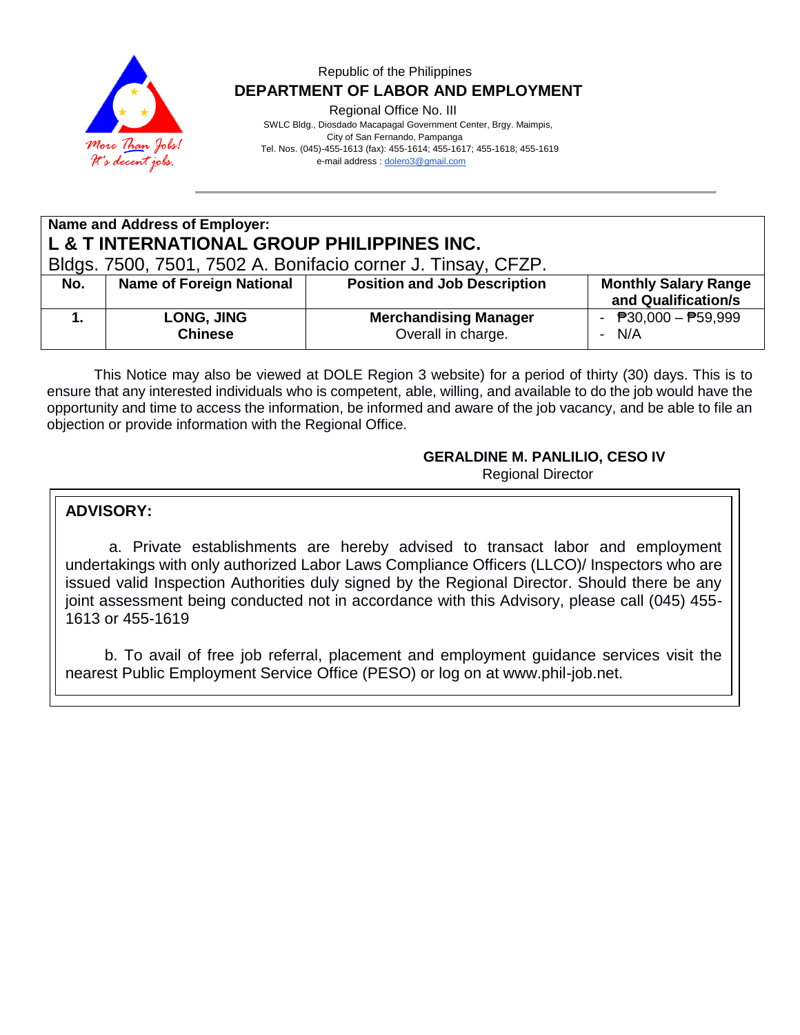Republic of the Philippines

**DEPARTMENT OF LABOR AND EMPLOYMENT**

Regional Office No. III

SWLC Bldg., Diosdado Macapagal Government Center, Brgy. Maimpis,
City of San Fernando, Pampanga
Tel. Nos. (045)-455-1613 (fax): 455-1614; 455-1617; 455-1618; 455-1619
e-mail address : dolero3@gmail.com

**Name and Address of Employer:**

**L & T INTERNATIONAL GROUP PHILIPPINES INC.**

Bldgs. 7500, 7501, 7502 A. Bonifacio corner J. Tinsay, CFZP.

| No. | Name of Foreign National | Position and Job Description | Monthly Salary Range and Qualification/s |
|---|---|---|---|
| **1.** | **LONG, JING**<br>**Chinese** | **Merchandising Manager**<br>Overall in charge. | - ₱30,000 – ₱59,999<br>- N/A |

This Notice may also be viewed at DOLE Region 3 website) for a period of thirty (30) days. This is to ensure that any interested individuals who is competent, able, willing, and available to do the job would have the opportunity and time to access the information, be informed and aware of the job vacancy, and be able to file an objection or provide information with the Regional Office.

**GERALDINE M. PANLILIO, CESO IV**
Regional Director

**ADVISORY:**

a. Private establishments are hereby advised to transact labor and employment undertakings with only authorized Labor Laws Compliance Officers (LLCO)/ Inspectors who are issued valid Inspection Authorities duly signed by the Regional Director. Should there be any joint assessment being conducted not in accordance with this Advisory, please call (045) 455-1613 or 455-1619

b. To avail of free job referral, placement and employment guidance services visit the nearest Public Employment Service Office (PESO) or log on at www.phil-job.net.